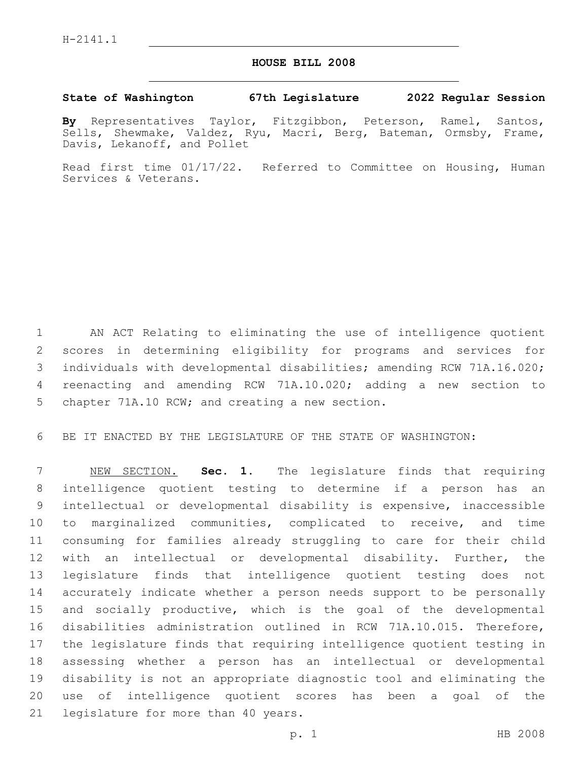H-2141.1

# HOUSE BILL 2008

**State of Washington 67th Legislature 2022 Regular Session**

**By** Representatives Taylor, Fitzgibbon, Peterson, Ramel, Santos, Sells, Shewmake, Valdez, Ryu, Macri, Berg, Bateman, Ormsby, Frame, Davis, Lekanoff, and Pollet

Read first time 01/17/22. Referred to Committee on Housing, Human Services & Veterans.

AN ACT Relating to eliminating the use of intelligence quotient scores in determining eligibility for programs and services for individuals with developmental disabilities; amending RCW 71A.16.020; reenacting and amending RCW 71A.10.020; adding a new section to chapter 71A.10 RCW; and creating a new section.

BE IT ENACTED BY THE LEGISLATURE OF THE STATE OF WASHINGTON:

NEW SECTION. **Sec. 1.** The legislature finds that requiring intelligence quotient testing to determine if a person has an intellectual or developmental disability is expensive, inaccessible to marginalized communities, complicated to receive, and time consuming for families already struggling to care for their child with an intellectual or developmental disability. Further, the legislature finds that intelligence quotient testing does not accurately indicate whether a person needs support to be personally and socially productive, which is the goal of the developmental disabilities administration outlined in RCW 71A.10.015. Therefore, the legislature finds that requiring intelligence quotient testing in assessing whether a person has an intellectual or developmental disability is not an appropriate diagnostic tool and eliminating the use of intelligence quotient scores has been a goal of the legislature for more than 40 years.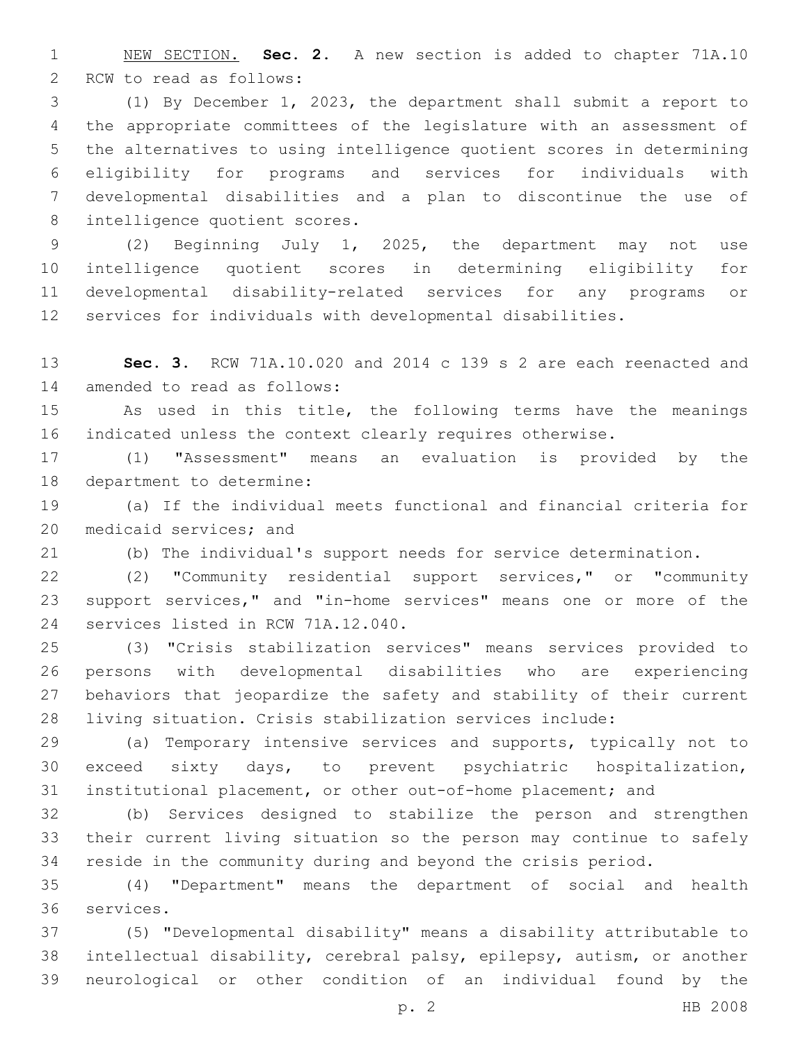NEW SECTION. **Sec. 2.** A new section is added to chapter 71A.10 RCW to read as follows:

(1) By December 1, 2023, the department shall submit a report to the appropriate committees of the legislature with an assessment of the alternatives to using intelligence quotient scores in determining eligibility for programs and services for individuals with developmental disabilities and a plan to discontinue the use of intelligence quotient scores.

(2) Beginning July 1, 2025, the department may not use intelligence quotient scores in determining eligibility for developmental disability-related services for any programs or services for individuals with developmental disabilities.

**Sec. 3.** RCW 71A.10.020 and 2014 c 139 s 2 are each reenacted and amended to read as follows:

As used in this title, the following terms have the meanings indicated unless the context clearly requires otherwise.

(1) "Assessment" means an evaluation is provided by the department to determine:

(a) If the individual meets functional and financial criteria for medicaid services; and

(b) The individual's support needs for service determination.

(2) "Community residential support services," or "community support services," and "in-home services" means one or more of the services listed in RCW 71A.12.040.

(3) "Crisis stabilization services" means services provided to persons with developmental disabilities who are experiencing behaviors that jeopardize the safety and stability of their current living situation. Crisis stabilization services include:

(a) Temporary intensive services and supports, typically not to exceed sixty days, to prevent psychiatric hospitalization, institutional placement, or other out-of-home placement; and

(b) Services designed to stabilize the person and strengthen their current living situation so the person may continue to safely reside in the community during and beyond the crisis period.

(4) "Department" means the department of social and health services.

(5) "Developmental disability" means a disability attributable to intellectual disability, cerebral palsy, epilepsy, autism, or another neurological or other condition of an individual found by the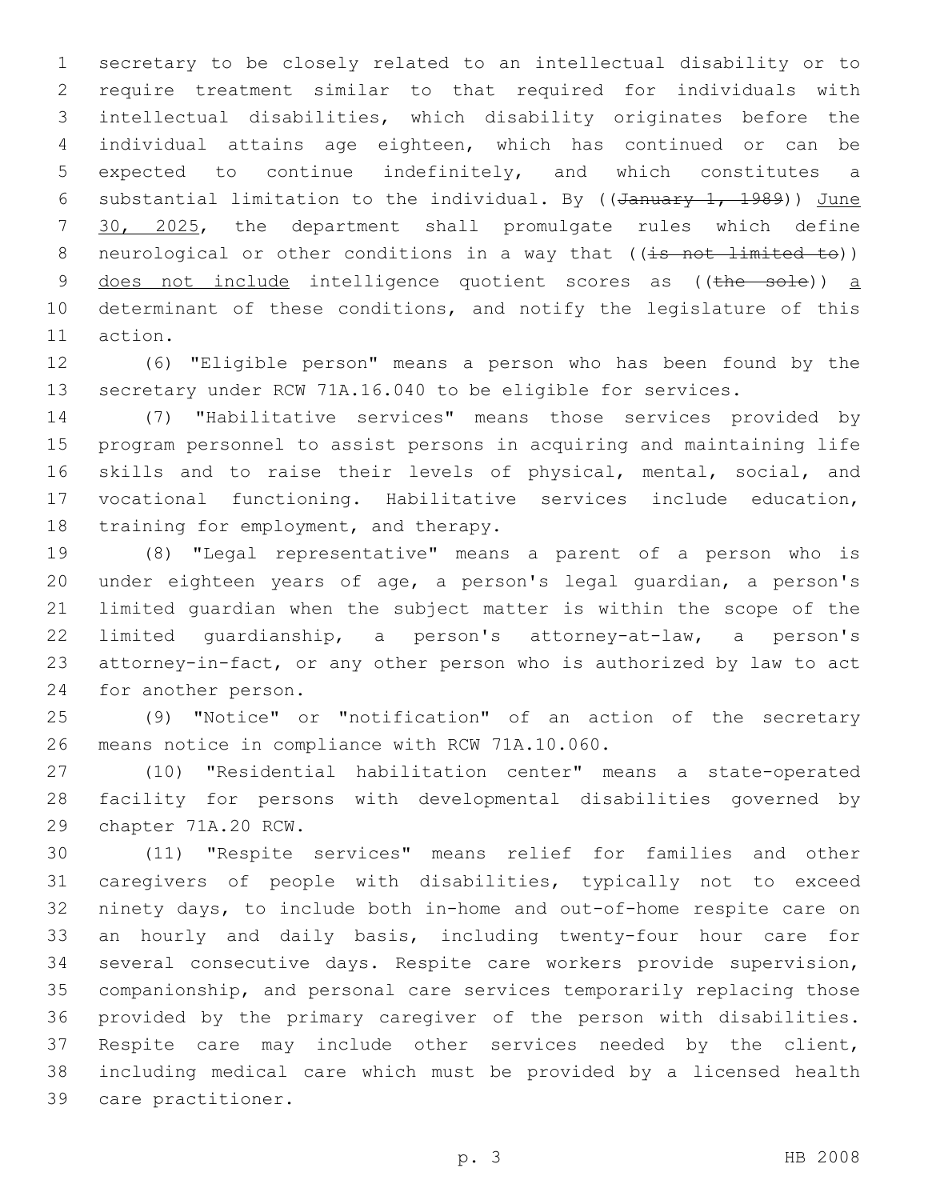secretary to be closely related to an intellectual disability or to require treatment similar to that required for individuals with intellectual disabilities, which disability originates before the individual attains age eighteen, which has continued or can be expected to continue indefinitely, and which constitutes a substantial limitation to the individual. By ((~~January 1, 1989~~)) June 30, 2025, the department shall promulgate rules which define neurological or other conditions in a way that ((~~is not limited to~~)) does not include intelligence quotient scores as ((~~the sole~~)) a determinant of these conditions, and notify the legislature of this action.

(6) "Eligible person" means a person who has been found by the secretary under RCW 71A.16.040 to be eligible for services.

(7) "Habilitative services" means those services provided by program personnel to assist persons in acquiring and maintaining life skills and to raise their levels of physical, mental, social, and vocational functioning. Habilitative services include education, training for employment, and therapy.

(8) "Legal representative" means a parent of a person who is under eighteen years of age, a person's legal guardian, a person's limited guardian when the subject matter is within the scope of the limited guardianship, a person's attorney-at-law, a person's attorney-in-fact, or any other person who is authorized by law to act for another person.

(9) "Notice" or "notification" of an action of the secretary means notice in compliance with RCW 71A.10.060.

(10) "Residential habilitation center" means a state-operated facility for persons with developmental disabilities governed by chapter 71A.20 RCW.

(11) "Respite services" means relief for families and other caregivers of people with disabilities, typically not to exceed ninety days, to include both in-home and out-of-home respite care on an hourly and daily basis, including twenty-four hour care for several consecutive days. Respite care workers provide supervision, companionship, and personal care services temporarily replacing those provided by the primary caregiver of the person with disabilities. Respite care may include other services needed by the client, including medical care which must be provided by a licensed health care practitioner.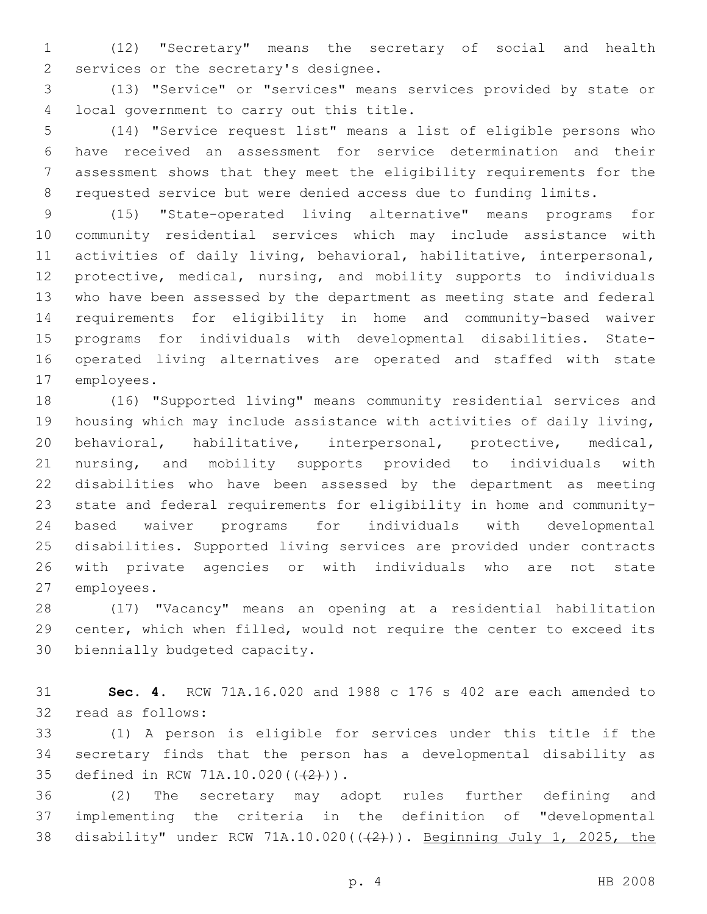(12) "Secretary" means the secretary of social and health services or the secretary's designee.

(13) "Service" or "services" means services provided by state or local government to carry out this title.

(14) "Service request list" means a list of eligible persons who have received an assessment for service determination and their assessment shows that they meet the eligibility requirements for the requested service but were denied access due to funding limits.

(15) "State-operated living alternative" means programs for community residential services which may include assistance with activities of daily living, behavioral, habilitative, interpersonal, protective, medical, nursing, and mobility supports to individuals who have been assessed by the department as meeting state and federal requirements for eligibility in home and community-based waiver programs for individuals with developmental disabilities. State-operated living alternatives are operated and staffed with state employees.

(16) "Supported living" means community residential services and housing which may include assistance with activities of daily living, behavioral, habilitative, interpersonal, protective, medical, nursing, and mobility supports provided to individuals with disabilities who have been assessed by the department as meeting state and federal requirements for eligibility in home and community-based waiver programs for individuals with developmental disabilities. Supported living services are provided under contracts with private agencies or with individuals who are not state employees.

(17) "Vacancy" means an opening at a residential habilitation center, which when filled, would not require the center to exceed its biennially budgeted capacity.

**Sec. 4.** RCW 71A.16.020 and 1988 c 176 s 402 are each amended to read as follows:

(1) A person is eligible for services under this title if the secretary finds that the person has a developmental disability as defined in RCW 71A.10.020((~~(2)~~)).

(2) The secretary may adopt rules further defining and implementing the criteria in the definition of "developmental disability" under RCW 71A.10.020((~~(2)~~)). <u>Beginning July 1, 2025, the</u>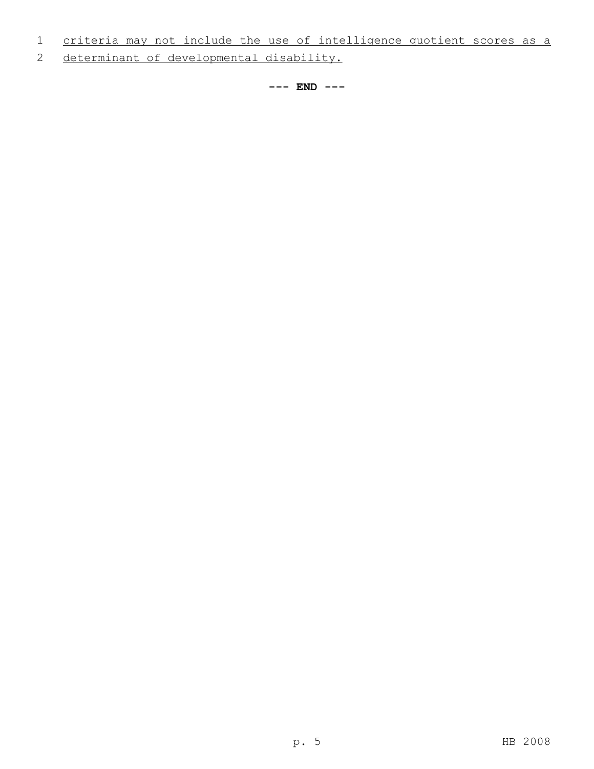criteria may not include the use of intelligence quotient scores as a determinant of developmental disability.

**--- END ---**